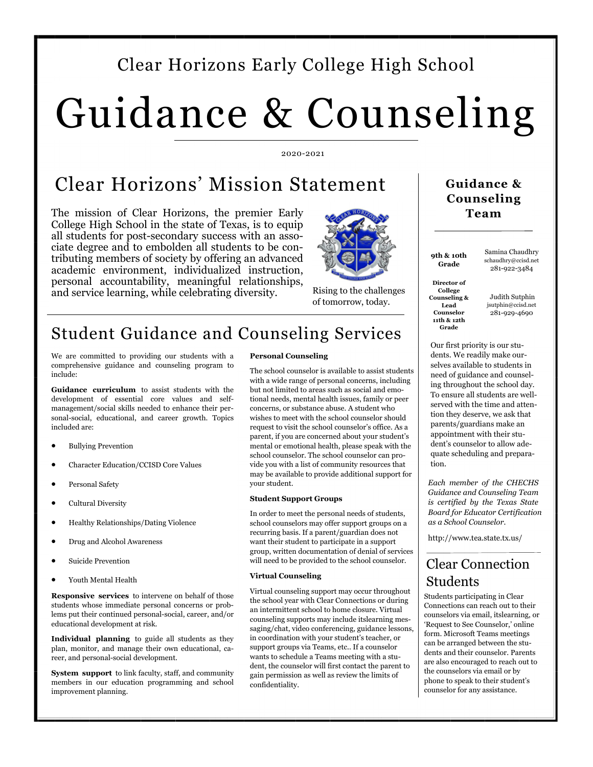Clear Horizons Early College High School

# Guidance & Counseling

2020-2021

## Clear Horizons' Mission Statement

The mission of Clear Horizons, the premier Early College High School in the state of Texas, is to equip all students for post-secondary success with an associate degree and to embolden all students to be contributing members of society by offering an advanced academic environment, individualized instruction, personal accountability, meaningful relationships, and service learning, while celebrating diversity.

Rising to the challenges of tomorrow, today.

## Student Guidance and Counseling Services

We are committed to providing our students with a comprehensive guidance and counseling program to include:

**Guidance curriculum** to assist students with the development of essential core values and self-management/social skills needed to enhance their personal-social, educational, and career growth. Topics included are:

- Bullying Prevention
- Character Education/CCISD Core Values
- Personal Safety
- Cultural Diversity
- Healthy Relationships/Dating Violence
- Drug and Alcohol Awareness
- Suicide Prevention
- Youth Mental Health

**Responsive services** to intervene on behalf of those students whose immediate personal concerns or problems put their continued personal-social, career, and/or educational development at risk.

**Individual planning** to guide all students as they plan, monitor, and manage their own educational, career, and personal-social development.

**System support** to link faculty, staff, and community members in our education programming and school improvement planning.

**Personal Counseling**

The school counselor is available to assist students with a wide range of personal concerns, including but not limited to areas such as social and emotional needs, mental health issues, family or peer concerns, or substance abuse. A student who wishes to meet with the school counselor should request to visit the school counselor's office. As a parent, if you are concerned about your student's mental or emotional health, please speak with the school counselor. The school counselor can provide you with a list of community resources that may be available to provide additional support for your student.

**Student Support Groups**

In order to meet the personal needs of students, school counselors may offer support groups on a recurring basis. If a parent/guardian does not want their student to participate in a support group, written documentation of denial of services will need to be provided to the school counselor.

**Virtual Counseling**

Virtual counseling support may occur throughout the school year with Clear Connections or during an intermittent school to home closure. Virtual counseling supports may include itslearning messaging/chat, video conferencing, guidance lessons, in coordination with your student's teacher, or support groups via Teams, etc.. If a counselor wants to schedule a Teams meeting with a student, the counselor will first contact the parent to gain permission as well as review the limits of confidentiality.

### Guidance & Counseling Team

| | |
|---|---|
| **9th & 10th Grade** | Samina Chaudhry<br>schaudhry@ccisd.net<br>281-922-3484 |
| **Director of College Counseling & Lead Counselor 11th & 12th Grade** | Judith Sutphin<br>jsutphin@ccisd.net<br>281-929-4690 |

Our first priority is our students. We readily make ourselves available to students in need of guidance and counseling throughout the school day. To ensure all students are well-served with the time and attention they deserve, we ask that parents/guardians make an appointment with their student's counselor to allow adequate scheduling and preparation.

*Each member of the CHECHS Guidance and Counseling Team is certified by the Texas State Board for Educator Certification as a School Counselor.*

http://www.tea.state.tx.us/

## Clear Connection Students

Students participating in Clear Connections can reach out to their counselors via email, itslearning, or 'Request to See Counselor,' online form. Microsoft Teams meetings can be arranged between the students and their counselor. Parents are also encouraged to reach out to the counselors via email or by phone to speak to their student's counselor for any assistance.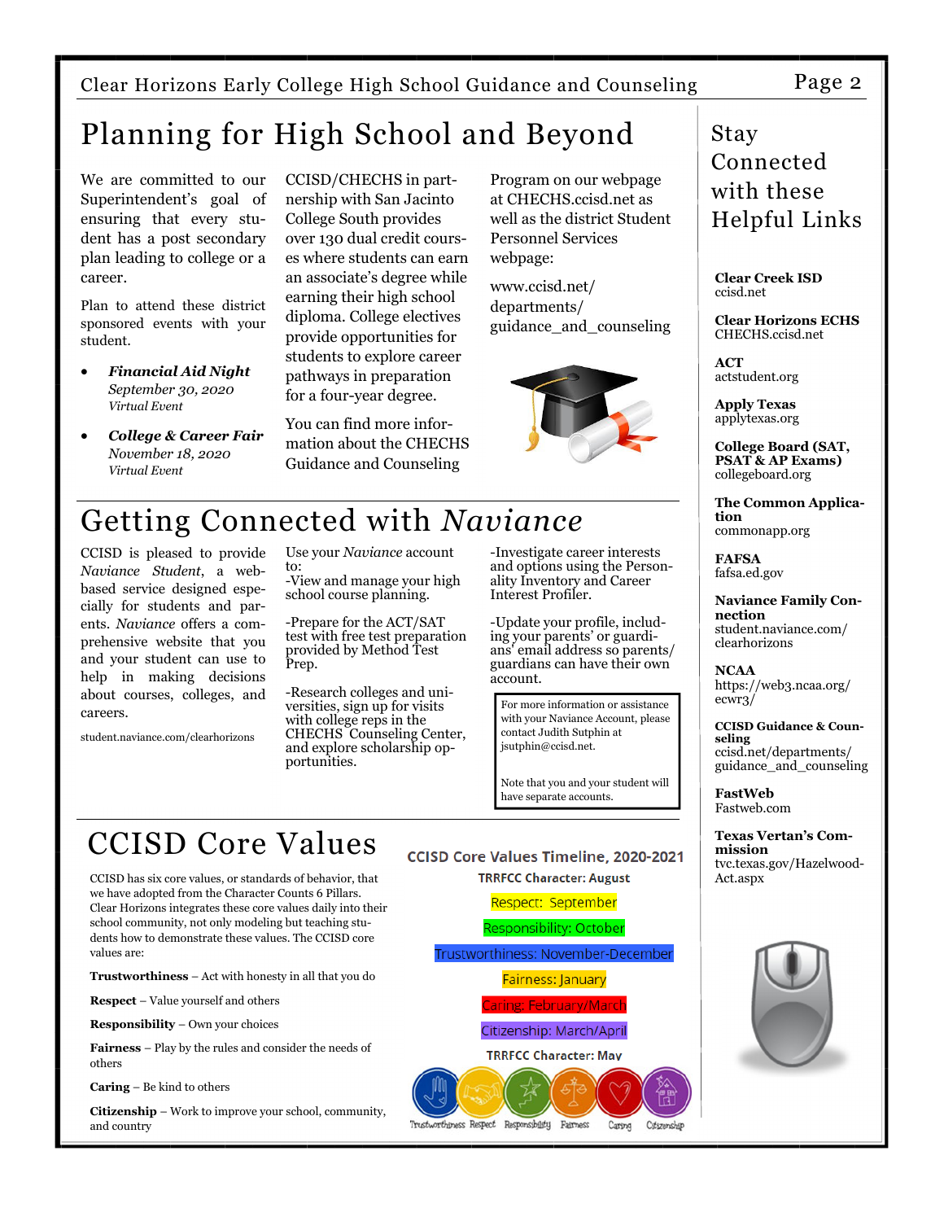# Planning for High School and Beyond

We are committed to our Superintendent's goal of ensuring that every student has a post secondary plan leading to college or a career.

Plan to attend these district sponsored events with your student.

- ***Financial Aid Night***
  *September 30, 2020*
  *Virtual Event*
- ***College & Career Fair***
  *November 18, 2020*
  *Virtual Event*

CCISD/CHECHS in partnership with San Jacinto College South provides over 130 dual credit courses where students can earn an associate's degree while earning their high school diploma. College electives provide opportunities for students to explore career pathways in preparation for a four-year degree.

You can find more information about the CHECHS Guidance and Counseling Program on our webpage at CHECHS.ccisd.net as well as the district Student Personnel Services webpage:

www.ccisd.net/departments/guidance_and_counseling

# Getting Connected with *Naviance*

CCISD is pleased to provide *Naviance Student*, a web-based service designed especially for students and parents. *Naviance* offers a comprehensive website that you and your student can use to help in making decisions about courses, colleges, and careers.

student.naviance.com/clearhorizons

Use your *Naviance* account to:

-View and manage your high school course planning.

-Prepare for the ACT/SAT test with free test preparation provided by Method Test Prep.

-Research colleges and universities, sign up for visits with college reps in the CHECHS Counseling Center, and explore scholarship opportunities.

-Investigate career interests and options using the Personality Inventory and Career Interest Profiler.

-Update your profile, including your parents' or guardians' email address so parents/guardians can have their own account.

For more information or assistance with your Naviance Account, please contact Judith Sutphin at jsutphin@ccisd.net.

Note that you and your student will have separate accounts.

# CCISD Core Values

CCISD has six core values, or standards of behavior, that we have adopted from the Character Counts 6 Pillars. Clear Horizons integrates these core values daily into their school community, not only modeling but teaching students how to demonstrate these values. The CCISD core values are:

**Trustworthiness** – Act with honesty in all that you do

**Respect** – Value yourself and others

**Responsibility** – Own your choices

**Fairness** – Play by the rules and consider the needs of others

**Caring** – Be kind to others

**Citizenship** – Work to improve your school, community, and country

**CCISD Core Values Timeline, 2020-2021**

**TRRFCC Character: August**

Respect: September

Responsibility: October

Trustworthiness: November-December

Fairness: January

Caring: February/March

Citizenship: March/April

**TRRFCC Character: May**

Trustworthiness Respect Responsibility Fairness Caring Citizenship

# Stay Connected with these Helpful Links

**Clear Creek ISD**
ccisd.net

**Clear Horizons ECHS**
CHECHS.ccisd.net

**ACT**
actstudent.org

**Apply Texas**
applytexas.org

**College Board (SAT, PSAT & AP Exams)**
collegeboard.org

**The Common Application**
commonapp.org

**FAFSA**
fafsa.ed.gov

**Naviance Family Connection**
student.naviance.com/clearhorizons

**NCAA**
https://web3.ncaa.org/ecwr3/

**CCISD Guidance & Counseling**
ccisd.net/departments/guidance_and_counseling

**FastWeb**
Fastweb.com

**Texas Vertan's Commission**
tvc.texas.gov/Hazelwood-Act.aspx